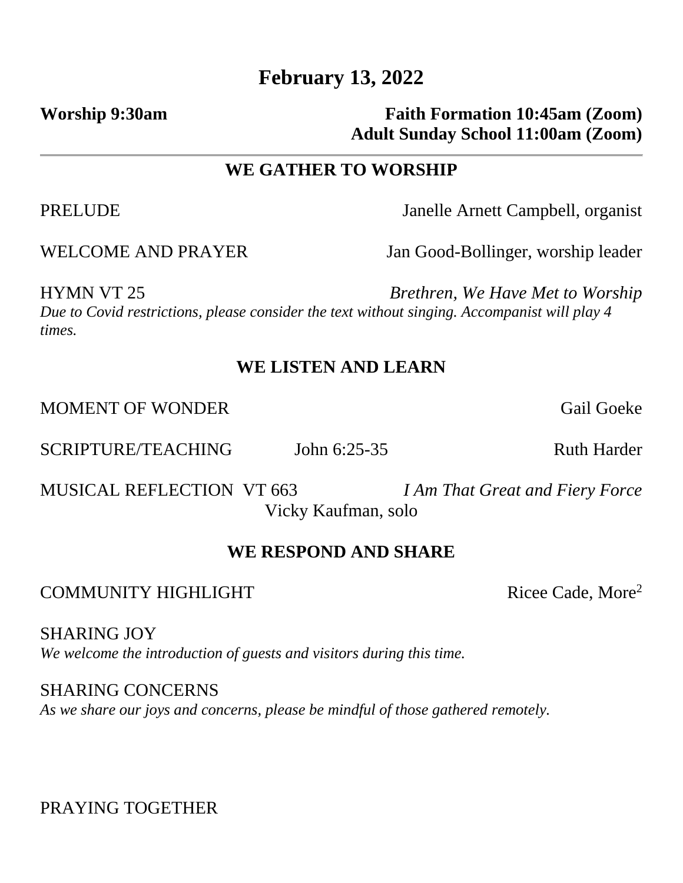# February 13, 2022

**Worship 9:30am**

**Faith Formation 10:45am (Zoom)**
**Adult Sunday School 11:00am (Zoom)**

---

## WE GATHER TO WORSHIP

PRELUDE — Janelle Arnett Campbell, organist

WELCOME AND PRAYER — Jan Good-Bollinger, worship leader

HYMN VT 25 — *Brethren, We Have Met to Worship*
*Due to Covid restrictions, please consider the text without singing. Accompanist will play 4 times.*

## WE LISTEN AND LEARN

MOMENT OF WONDER — Gail Goeke

SCRIPTURE/TEACHING — John 6:25-35 — Ruth Harder

MUSICAL REFLECTION VT 663 — *I Am That Great and Fiery Force*
Vicky Kaufman, solo

## WE RESPOND AND SHARE

COMMUNITY HIGHLIGHT — Ricee Cade, More[2]

SHARING JOY
*We welcome the introduction of guests and visitors during this time.*

SHARING CONCERNS
*As we share our joys and concerns, please be mindful of those gathered remotely.*

PRAYING TOGETHER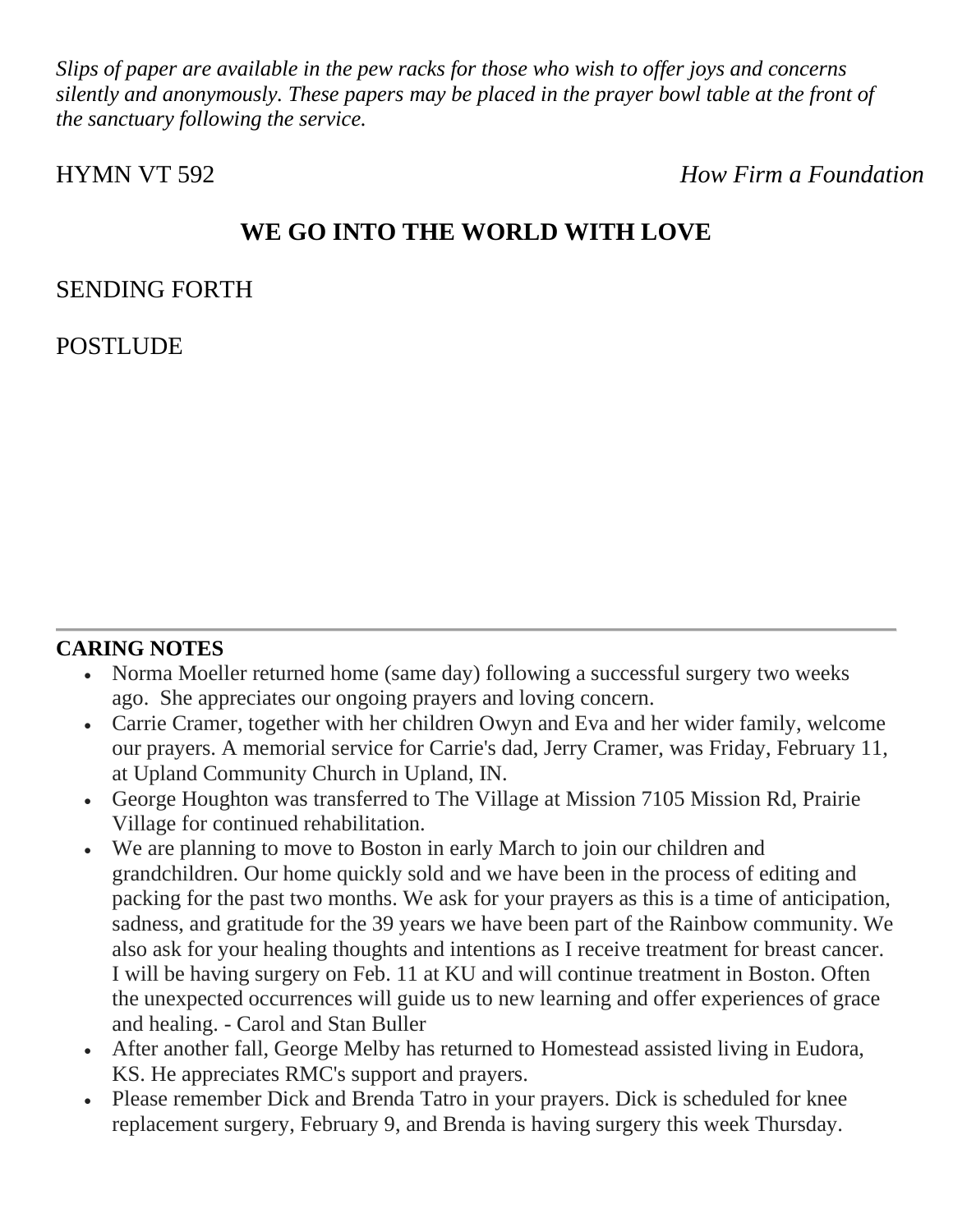*Slips of paper are available in the pew racks for those who wish to offer joys and concerns silently and anonymously. These papers may be placed in the prayer bowl table at the front of the sanctuary following the service.*

HYMN VT 592 *How Firm a Foundation*

## WE GO INTO THE WORLD WITH LOVE

SENDING FORTH

POSTLUDE

---

**CARING NOTES**

- Norma Moeller returned home (same day) following a successful surgery two weeks ago. She appreciates our ongoing prayers and loving concern.
- Carrie Cramer, together with her children Owyn and Eva and her wider family, welcome our prayers. A memorial service for Carrie's dad, Jerry Cramer, was Friday, February 11, at Upland Community Church in Upland, IN.
- George Houghton was transferred to The Village at Mission 7105 Mission Rd, Prairie Village for continued rehabilitation.
- We are planning to move to Boston in early March to join our children and grandchildren. Our home quickly sold and we have been in the process of editing and packing for the past two months. We ask for your prayers as this is a time of anticipation, sadness, and gratitude for the 39 years we have been part of the Rainbow community. We also ask for your healing thoughts and intentions as I receive treatment for breast cancer. I will be having surgery on Feb. 11 at KU and will continue treatment in Boston. Often the unexpected occurrences will guide us to new learning and offer experiences of grace and healing. - Carol and Stan Buller
- After another fall, George Melby has returned to Homestead assisted living in Eudora, KS. He appreciates RMC's support and prayers.
- Please remember Dick and Brenda Tatro in your prayers. Dick is scheduled for knee replacement surgery, February 9, and Brenda is having surgery this week Thursday.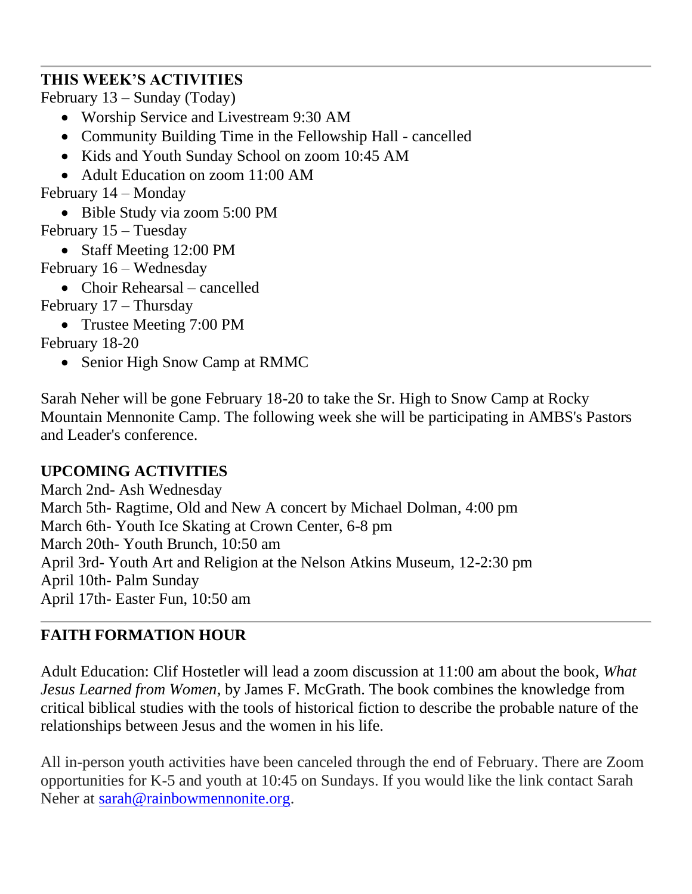---

**THIS WEEK'S ACTIVITIES**

February 13 – Sunday (Today)

- Worship Service and Livestream 9:30 AM
- Community Building Time in the Fellowship Hall - cancelled
- Kids and Youth Sunday School on zoom 10:45 AM
- Adult Education on zoom 11:00 AM

February 14 – Monday

- Bible Study via zoom 5:00 PM

February 15 – Tuesday

- Staff Meeting 12:00 PM

February 16 – Wednesday

- Choir Rehearsal – cancelled

February 17 – Thursday

- Trustee Meeting 7:00 PM

February 18-20

- Senior High Snow Camp at RMMC

Sarah Neher will be gone February 18-20 to take the Sr. High to Snow Camp at Rocky Mountain Mennonite Camp. The following week she will be participating in AMBS's Pastors and Leader's conference.

**UPCOMING ACTIVITIES**

March 2nd- Ash Wednesday
March 5th- Ragtime, Old and New A concert by Michael Dolman, 4:00 pm
March 6th- Youth Ice Skating at Crown Center, 6-8 pm
March 20th- Youth Brunch, 10:50 am
April 3rd- Youth Art and Religion at the Nelson Atkins Museum, 12-2:30 pm
April 10th- Palm Sunday
April 17th- Easter Fun, 10:50 am

---

**FAITH FORMATION HOUR**

Adult Education: Clif Hostetler will lead a zoom discussion at 11:00 am about the book, *What Jesus Learned from Women*, by James F. McGrath. The book combines the knowledge from critical biblical studies with the tools of historical fiction to describe the probable nature of the relationships between Jesus and the women in his life.

All in-person youth activities have been canceled through the end of February. There are Zoom opportunities for K-5 and youth at 10:45 on Sundays. If you would like the link contact Sarah Neher at sarah@rainbowmennonite.org.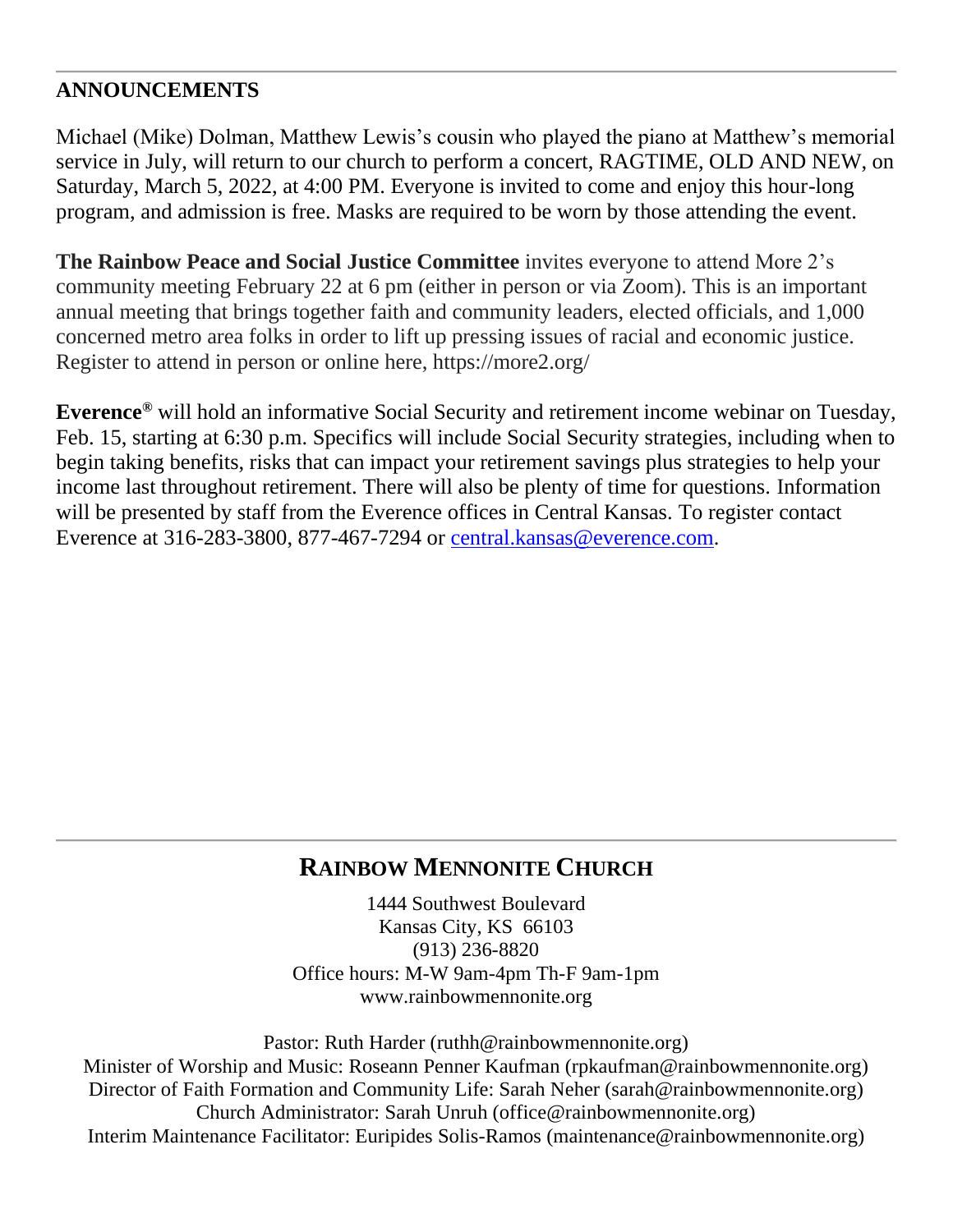## ANNOUNCEMENTS

Michael (Mike) Dolman, Matthew Lewis's cousin who played the piano at Matthew's memorial service in July, will return to our church to perform a concert, RAGTIME, OLD AND NEW, on Saturday, March 5, 2022, at 4:00 PM. Everyone is invited to come and enjoy this hour-long program, and admission is free. Masks are required to be worn by those attending the event.

**The Rainbow Peace and Social Justice Committee** invites everyone to attend More 2's community meeting February 22 at 6 pm (either in person or via Zoom). This is an important annual meeting that brings together faith and community leaders, elected officials, and 1,000 concerned metro area folks in order to lift up pressing issues of racial and economic justice. Register to attend in person or online here, https://more2.org/

**Everence®** will hold an informative Social Security and retirement income webinar on Tuesday, Feb. 15, starting at 6:30 p.m. Specifics will include Social Security strategies, including when to begin taking benefits, risks that can impact your retirement savings plus strategies to help your income last throughout retirement. There will also be plenty of time for questions. Information will be presented by staff from the Everence offices in Central Kansas. To register contact Everence at 316-283-3800, 877-467-7294 or central.kansas@everence.com.

## RAINBOW MENNONITE CHURCH

1444 Southwest Boulevard
Kansas City, KS 66103
(913) 236-8820
Office hours: M-W 9am-4pm Th-F 9am-1pm
www.rainbowmennonite.org

Pastor: Ruth Harder (ruthh@rainbowmennonite.org)
Minister of Worship and Music: Roseann Penner Kaufman (rpkaufman@rainbowmennonite.org)
Director of Faith Formation and Community Life: Sarah Neher (sarah@rainbowmennonite.org)
Church Administrator: Sarah Unruh (office@rainbowmennonite.org)
Interim Maintenance Facilitator: Euripides Solis-Ramos (maintenance@rainbowmennonite.org)